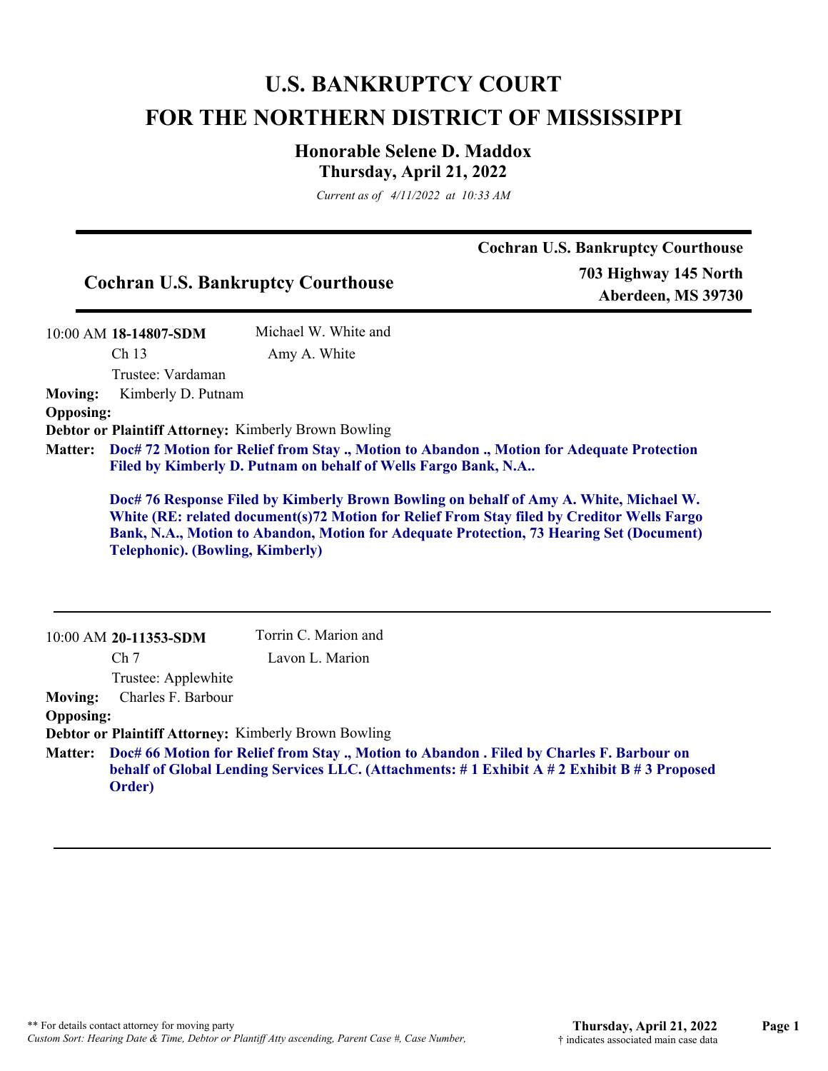# U.S. BANKRUPTCY COURT
# FOR THE NORTHERN DISTRICT OF MISSISSIPPI

## Honorable Selene D. Maddox
## Thursday, April 21, 2022

*Current as of 4/11/2022 at 10:33 AM*

---

**Cochran U.S. Bankruptcy Courthouse**

### Cochran U.S. Bankruptcy Courthouse

**703 Highway 145 North**
**Aberdeen, MS 39730**

---

10:00 AM **18-14807-SDM** Michael W. White and Amy A. White
Ch 13
Trustee: Vardaman

**Moving:** Kimberly D. Putnam
**Opposing:**
**Debtor or Plaintiff Attorney:** Kimberly Brown Bowling
**Matter:** **Doc# 72 Motion for Relief from Stay ., Motion to Abandon ., Motion for Adequate Protection Filed by Kimberly D. Putnam on behalf of Wells Fargo Bank, N.A..**

**Doc# 76 Response Filed by Kimberly Brown Bowling on behalf of Amy A. White, Michael W. White (RE: related document(s)72 Motion for Relief From Stay filed by Creditor Wells Fargo Bank, N.A., Motion to Abandon, Motion for Adequate Protection, 73 Hearing Set (Document) Telephonic). (Bowling, Kimberly)**

---

10:00 AM **20-11353-SDM** Torrin C. Marion and Lavon L. Marion
Ch 7
Trustee: Applewhite

**Moving:** Charles F. Barbour
**Opposing:**
**Debtor or Plaintiff Attorney:** Kimberly Brown Bowling
**Matter:** **Doc# 66 Motion for Relief from Stay ., Motion to Abandon . Filed by Charles F. Barbour on behalf of Global Lending Services LLC. (Attachments: # 1 Exhibit A # 2 Exhibit B # 3 Proposed Order)**

---

** For details contact attorney for moving party
*Custom Sort: Hearing Date & Time, Debtor or Plantiff Atty ascending, Parent Case #, Case Number,*

† indicates associated main case data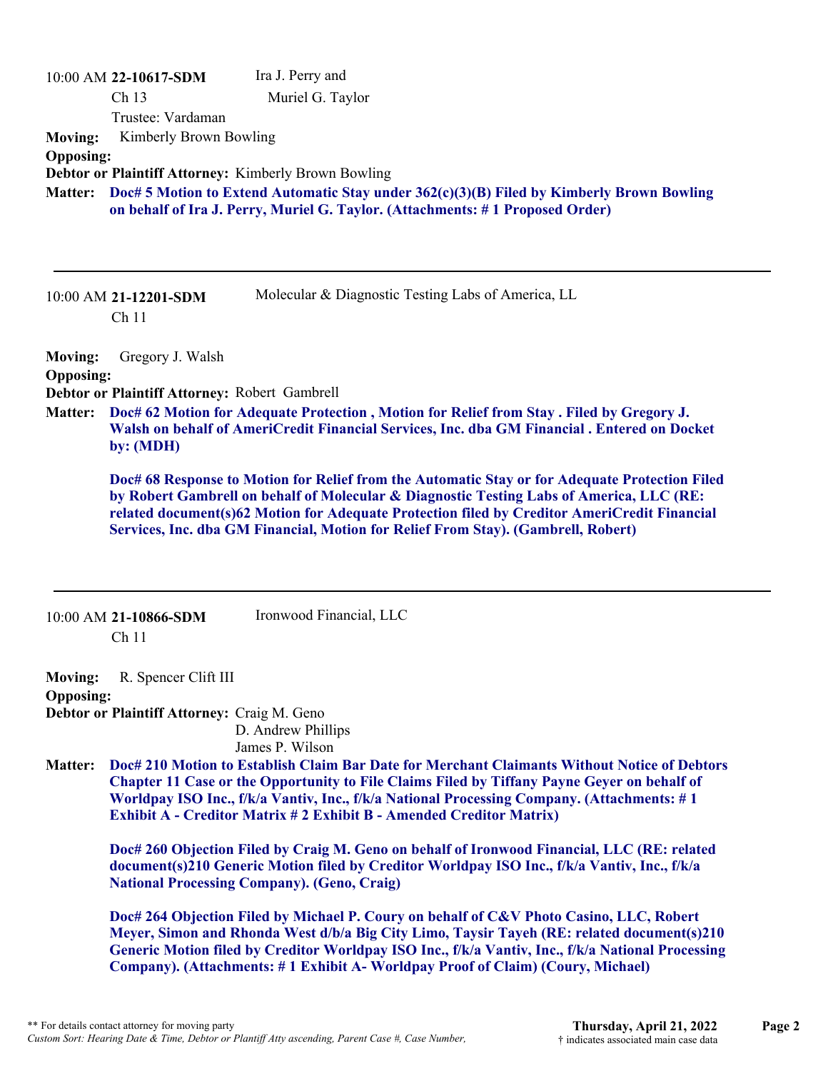10:00 AM **22-10617-SDM** Ira J. Perry and Muriel G. Taylor
Ch 13
Trustee: Vardaman

**Moving:** Kimberly Brown Bowling
**Opposing:**
**Debtor or Plaintiff Attorney:** Kimberly Brown Bowling
**Matter:** **Doc# 5 Motion to Extend Automatic Stay under 362(c)(3)(B) Filed by Kimberly Brown Bowling on behalf of Ira J. Perry, Muriel G. Taylor. (Attachments: # 1 Proposed Order)**

---

10:00 AM **21-12201-SDM** Molecular & Diagnostic Testing Labs of America, LL
Ch 11

**Moving:** Gregory J. Walsh
**Opposing:**
**Debtor or Plaintiff Attorney:** Robert Gambrell
**Matter:** **Doc# 62 Motion for Adequate Protection , Motion for Relief from Stay . Filed by Gregory J. Walsh on behalf of AmeriCredit Financial Services, Inc. dba GM Financial . Entered on Docket by: (MDH)**

**Doc# 68 Response to Motion for Relief from the Automatic Stay or for Adequate Protection Filed by Robert Gambrell on behalf of Molecular & Diagnostic Testing Labs of America, LLC (RE: related document(s)62 Motion for Adequate Protection filed by Creditor AmeriCredit Financial Services, Inc. dba GM Financial, Motion for Relief From Stay). (Gambrell, Robert)**

---

10:00 AM **21-10866-SDM** Ironwood Financial, LLC
Ch 11

**Moving:** R. Spencer Clift III
**Opposing:**
**Debtor or Plaintiff Attorney:** Craig M. Geno
D. Andrew Phillips
James P. Wilson
**Matter:** **Doc# 210 Motion to Establish Claim Bar Date for Merchant Claimants Without Notice of Debtors Chapter 11 Case or the Opportunity to File Claims Filed by Tiffany Payne Geyer on behalf of Worldpay ISO Inc., f/k/a Vantiv, Inc., f/k/a National Processing Company. (Attachments: # 1 Exhibit A - Creditor Matrix # 2 Exhibit B - Amended Creditor Matrix)**

**Doc# 260 Objection Filed by Craig M. Geno on behalf of Ironwood Financial, LLC (RE: related document(s)210 Generic Motion filed by Creditor Worldpay ISO Inc., f/k/a Vantiv, Inc., f/k/a National Processing Company). (Geno, Craig)**

**Doc# 264 Objection Filed by Michael P. Coury on behalf of C&V Photo Casino, LLC, Robert Meyer, Simon and Rhonda West d/b/a Big City Limo, Taysir Tayeh (RE: related document(s)210 Generic Motion filed by Creditor Worldpay ISO Inc., f/k/a Vantiv, Inc., f/k/a National Processing Company). (Attachments: # 1 Exhibit A- Worldpay Proof of Claim) (Coury, Michael)**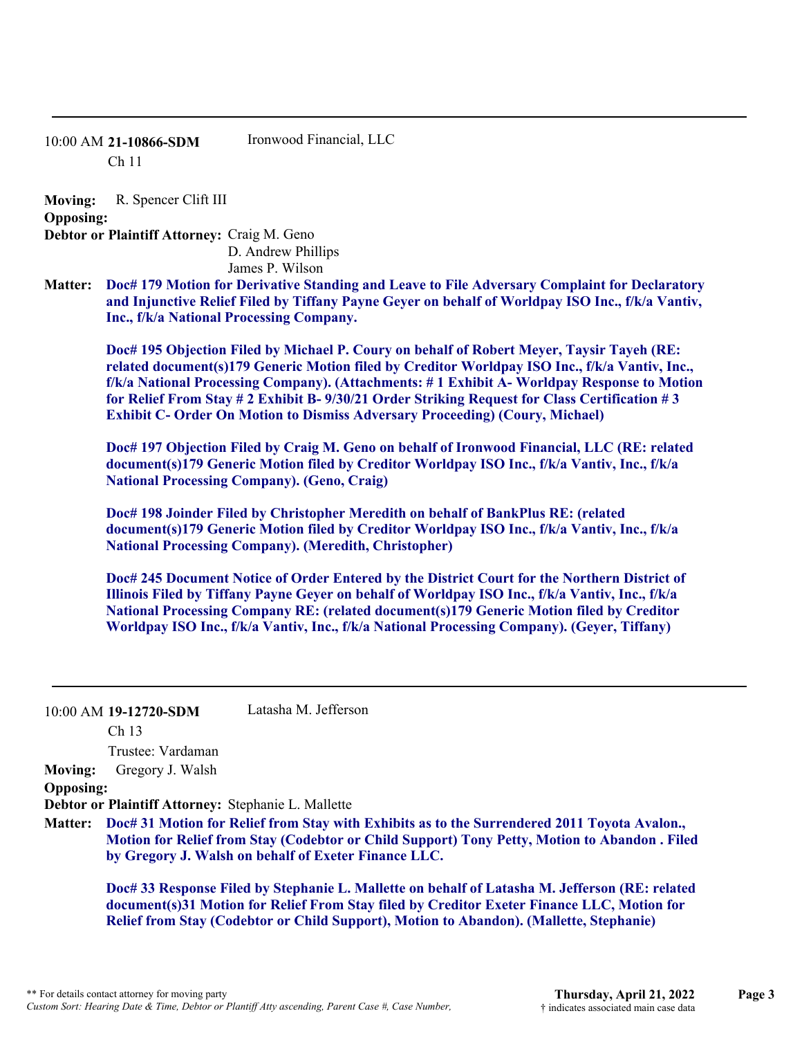---

10:00 AM **21-10866-SDM** Ironwood Financial, LLC

Ch 11

**Moving:** R. Spencer Clift III

**Opposing:**

**Debtor or Plaintiff Attorney:** Craig M. Geno
D. Andrew Phillips
James P. Wilson

**Matter:** **Doc# 179 Motion for Derivative Standing and Leave to File Adversary Complaint for Declaratory and Injunctive Relief Filed by Tiffany Payne Geyer on behalf of Worldpay ISO Inc., f/k/a Vantiv, Inc., f/k/a National Processing Company.**

**Doc# 195 Objection Filed by Michael P. Coury on behalf of Robert Meyer, Taysir Tayeh (RE: related document(s)179 Generic Motion filed by Creditor Worldpay ISO Inc., f/k/a Vantiv, Inc., f/k/a National Processing Company). (Attachments: # 1 Exhibit A- Worldpay Response to Motion for Relief From Stay # 2 Exhibit B- 9/30/21 Order Striking Request for Class Certification # 3 Exhibit C- Order On Motion to Dismiss Adversary Proceeding) (Coury, Michael)**

**Doc# 197 Objection Filed by Craig M. Geno on behalf of Ironwood Financial, LLC (RE: related document(s)179 Generic Motion filed by Creditor Worldpay ISO Inc., f/k/a Vantiv, Inc., f/k/a National Processing Company). (Geno, Craig)**

**Doc# 198 Joinder Filed by Christopher Meredith on behalf of BankPlus RE: (related document(s)179 Generic Motion filed by Creditor Worldpay ISO Inc., f/k/a Vantiv, Inc., f/k/a National Processing Company). (Meredith, Christopher)**

**Doc# 245 Document Notice of Order Entered by the District Court for the Northern District of Illinois Filed by Tiffany Payne Geyer on behalf of Worldpay ISO Inc., f/k/a Vantiv, Inc., f/k/a National Processing Company RE: (related document(s)179 Generic Motion filed by Creditor Worldpay ISO Inc., f/k/a Vantiv, Inc., f/k/a National Processing Company). (Geyer, Tiffany)**

---

10:00 AM **19-12720-SDM** Latasha M. Jefferson

Ch 13

Trustee: Vardaman

**Moving:** Gregory J. Walsh

**Opposing:**

**Debtor or Plaintiff Attorney:** Stephanie L. Mallette

**Matter:** **Doc# 31 Motion for Relief from Stay with Exhibits as to the Surrendered 2011 Toyota Avalon., Motion for Relief from Stay (Codebtor or Child Support) Tony Petty, Motion to Abandon . Filed by Gregory J. Walsh on behalf of Exeter Finance LLC.**

**Doc# 33 Response Filed by Stephanie L. Mallette on behalf of Latasha M. Jefferson (RE: related document(s)31 Motion for Relief From Stay filed by Creditor Exeter Finance LLC, Motion for Relief from Stay (Codebtor or Child Support), Motion to Abandon). (Mallette, Stephanie)**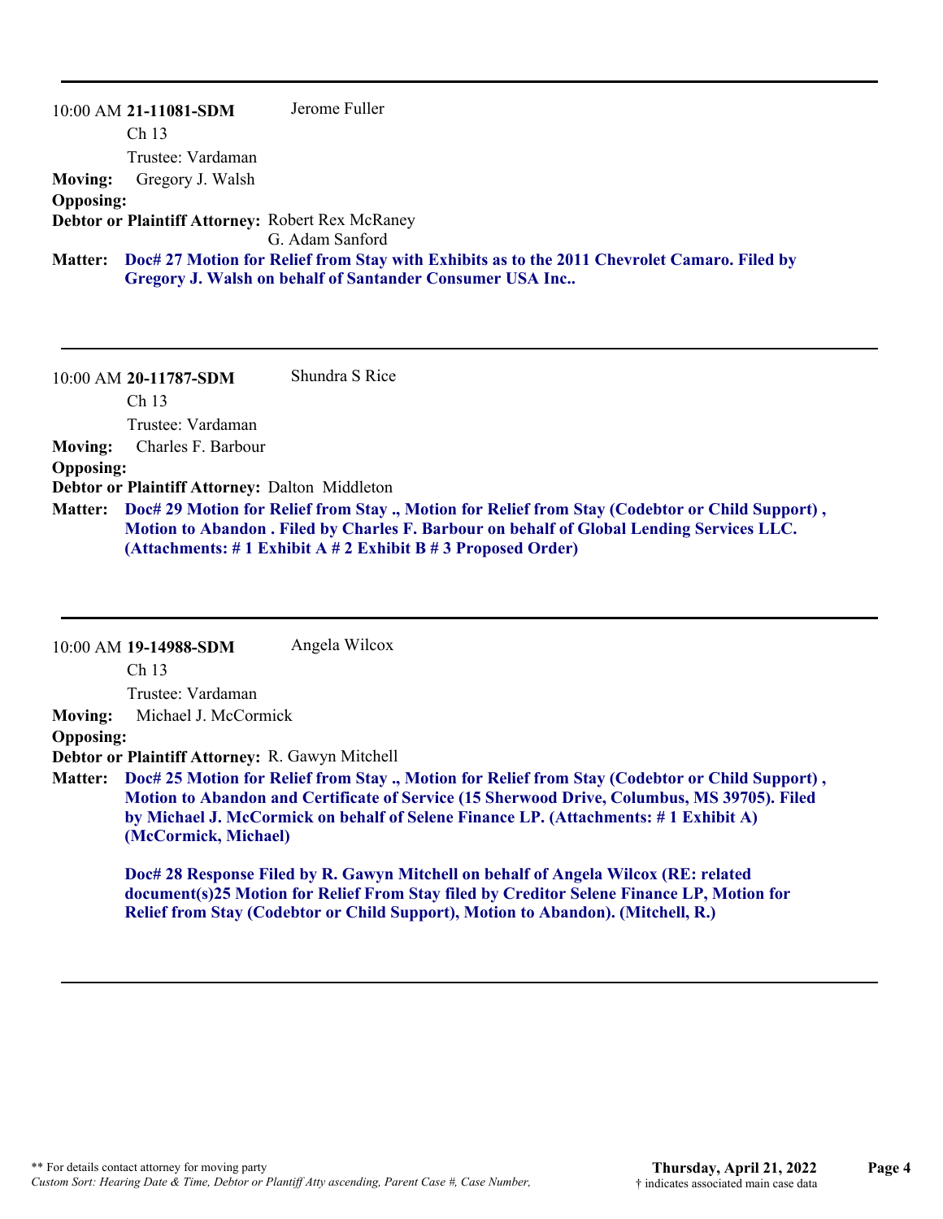---

10:00 AM **21-11081-SDM** Jerome Fuller

Ch 13

Trustee: Vardaman

**Moving:** Gregory J. Walsh

**Opposing:**

**Debtor or Plaintiff Attorney:** Robert Rex McRaney
G. Adam Sanford

**Matter:** **Doc# 27 Motion for Relief from Stay with Exhibits as to the 2011 Chevrolet Camaro. Filed by Gregory J. Walsh on behalf of Santander Consumer USA Inc..**

---

10:00 AM **20-11787-SDM** Shundra S Rice

Ch 13

Trustee: Vardaman

**Moving:** Charles F. Barbour

**Opposing:**

**Debtor or Plaintiff Attorney:** Dalton Middleton

**Matter:** **Doc# 29 Motion for Relief from Stay ., Motion for Relief from Stay (Codebtor or Child Support) , Motion to Abandon . Filed by Charles F. Barbour on behalf of Global Lending Services LLC. (Attachments: # 1 Exhibit A # 2 Exhibit B # 3 Proposed Order)**

---

10:00 AM **19-14988-SDM** Angela Wilcox

Ch 13

Trustee: Vardaman

**Moving:** Michael J. McCormick

**Opposing:**

**Debtor or Plaintiff Attorney:** R. Gawyn Mitchell

**Matter:** **Doc# 25 Motion for Relief from Stay ., Motion for Relief from Stay (Codebtor or Child Support) , Motion to Abandon and Certificate of Service (15 Sherwood Drive, Columbus, MS 39705). Filed by Michael J. McCormick on behalf of Selene Finance LP. (Attachments: # 1 Exhibit A) (McCormick, Michael)**

**Doc# 28 Response Filed by R. Gawyn Mitchell on behalf of Angela Wilcox (RE: related document(s)25 Motion for Relief From Stay filed by Creditor Selene Finance LP, Motion for Relief from Stay (Codebtor or Child Support), Motion to Abandon). (Mitchell, R.)**

---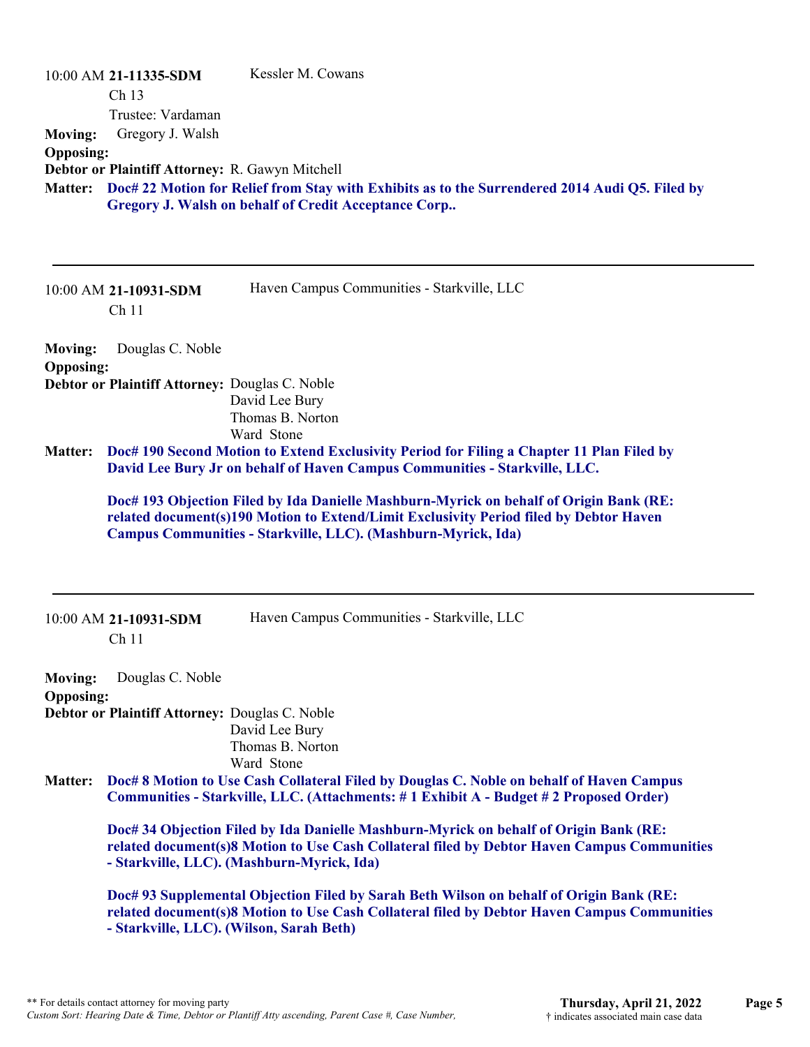10:00 AM **21-11335-SDM** Kessler M. Cowans

Ch 13

Trustee: Vardaman

**Moving:** Gregory J. Walsh

**Opposing:**

**Debtor or Plaintiff Attorney:** R. Gawyn Mitchell

**Matter:** **Doc# 22 Motion for Relief from Stay with Exhibits as to the Surrendered 2014 Audi Q5. Filed by Gregory J. Walsh on behalf of Credit Acceptance Corp..**

---

10:00 AM **21-10931-SDM** Haven Campus Communities - Starkville, LLC

Ch 11

**Moving:** Douglas C. Noble

**Opposing:**

**Debtor or Plaintiff Attorney:** Douglas C. Noble
David Lee Bury
Thomas B. Norton
Ward Stone

**Matter:** **Doc# 190 Second Motion to Extend Exclusivity Period for Filing a Chapter 11 Plan Filed by David Lee Bury Jr on behalf of Haven Campus Communities - Starkville, LLC.**

**Doc# 193 Objection Filed by Ida Danielle Mashburn-Myrick on behalf of Origin Bank (RE: related document(s)190 Motion to Extend/Limit Exclusivity Period filed by Debtor Haven Campus Communities - Starkville, LLC). (Mashburn-Myrick, Ida)**

---

10:00 AM **21-10931-SDM** Haven Campus Communities - Starkville, LLC

Ch 11

**Moving:** Douglas C. Noble

**Opposing:**

**Debtor or Plaintiff Attorney:** Douglas C. Noble
David Lee Bury
Thomas B. Norton
Ward Stone

**Matter:** **Doc# 8 Motion to Use Cash Collateral Filed by Douglas C. Noble on behalf of Haven Campus Communities - Starkville, LLC. (Attachments: # 1 Exhibit A - Budget # 2 Proposed Order)**

**Doc# 34 Objection Filed by Ida Danielle Mashburn-Myrick on behalf of Origin Bank (RE: related document(s)8 Motion to Use Cash Collateral filed by Debtor Haven Campus Communities - Starkville, LLC). (Mashburn-Myrick, Ida)**

**Doc# 93 Supplemental Objection Filed by Sarah Beth Wilson on behalf of Origin Bank (RE: related document(s)8 Motion to Use Cash Collateral filed by Debtor Haven Campus Communities - Starkville, LLC). (Wilson, Sarah Beth)**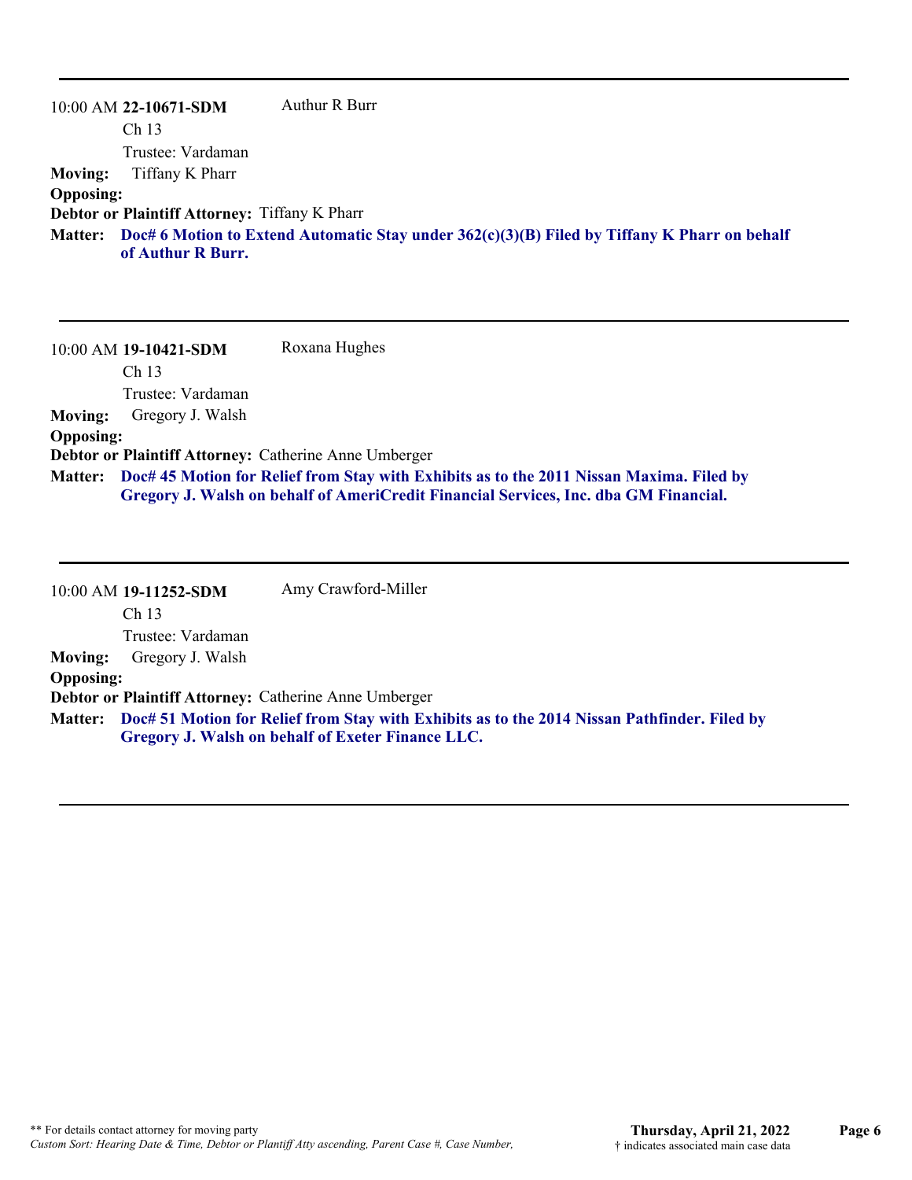---

10:00 AM **22-10671-SDM** Authur R Burr
Ch 13
Trustee: Vardaman

**Moving:** Tiffany K Pharr
**Opposing:**
**Debtor or Plaintiff Attorney:** Tiffany K Pharr
**Matter:** **Doc# 6 Motion to Extend Automatic Stay under 362(c)(3)(B) Filed by Tiffany K Pharr on behalf of Authur R Burr.**

---

10:00 AM **19-10421-SDM** Roxana Hughes
Ch 13
Trustee: Vardaman

**Moving:** Gregory J. Walsh
**Opposing:**
**Debtor or Plaintiff Attorney:** Catherine Anne Umberger
**Matter:** **Doc# 45 Motion for Relief from Stay with Exhibits as to the 2011 Nissan Maxima. Filed by Gregory J. Walsh on behalf of AmeriCredit Financial Services, Inc. dba GM Financial.**

---

10:00 AM **19-11252-SDM** Amy Crawford-Miller
Ch 13
Trustee: Vardaman

**Moving:** Gregory J. Walsh
**Opposing:**
**Debtor or Plaintiff Attorney:** Catherine Anne Umberger
**Matter:** **Doc# 51 Motion for Relief from Stay with Exhibits as to the 2014 Nissan Pathfinder. Filed by Gregory J. Walsh on behalf of Exeter Finance LLC.**

---

** For details contact attorney for moving party
*Custom Sort: Hearing Date & Time, Debtor or Plantiff Atty ascending, Parent Case #, Case Number,*

**Thursday, April 21, 2022**
† indicates associated main case data